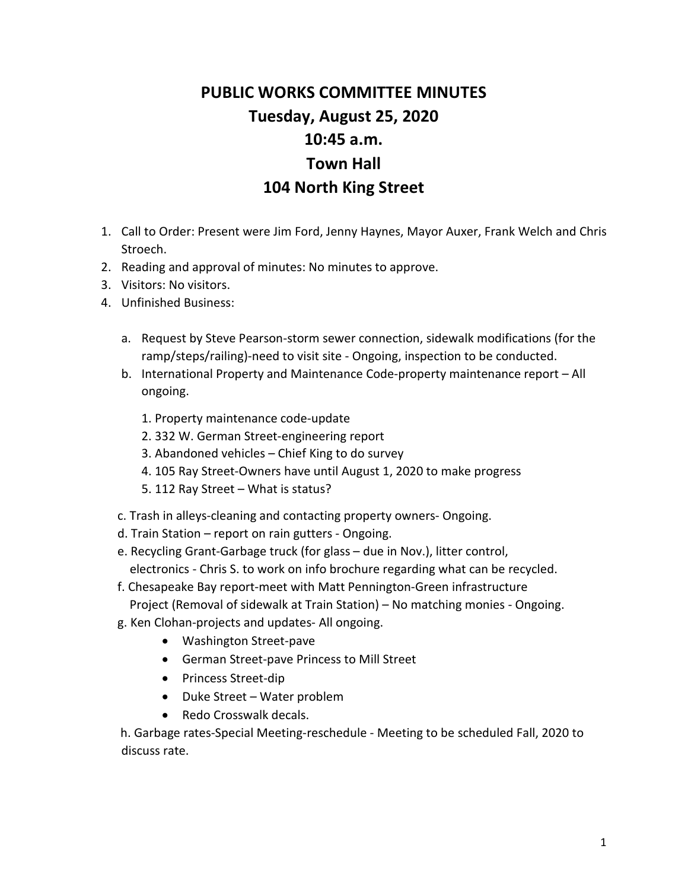# PUBLIC WORKS COMMITTEE MINUTES
## Tuesday, August 25, 2020
## 10:45 a.m.
## Town Hall
## 104 North King Street

1. Call to Order: Present were Jim Ford, Jenny Haynes, Mayor Auxer, Frank Welch and Chris Stroech.
2. Reading and approval of minutes: No minutes to approve.
3. Visitors: No visitors.
4. Unfinished Business:

   a. Request by Steve Pearson-storm sewer connection, sidewalk modifications (for the ramp/steps/railing)-need to visit site - Ongoing, inspection to be conducted.

   b. International Property and Maintenance Code-property maintenance report – All ongoing.

      1. Property maintenance code-update
      2. 332 W. German Street-engineering report
      3. Abandoned vehicles – Chief King to do survey
      4. 105 Ray Street-Owners have until August 1, 2020 to make progress
      5. 112 Ray Street – What is status?

   c. Trash in alleys-cleaning and contacting property owners- Ongoing.

   d. Train Station – report on rain gutters - Ongoing.

   e. Recycling Grant-Garbage truck (for glass – due in Nov.), litter control, electronics - Chris S. to work on info brochure regarding what can be recycled.

   f. Chesapeake Bay report-meet with Matt Pennington-Green infrastructure Project (Removal of sidewalk at Train Station) – No matching monies - Ongoing.

   g. Ken Clohan-projects and updates- All ongoing.

      - Washington Street-pave
      - German Street-pave Princess to Mill Street
      - Princess Street-dip
      - Duke Street – Water problem
      - Redo Crosswalk decals.

   h. Garbage rates-Special Meeting-reschedule - Meeting to be scheduled Fall, 2020 to discuss rate.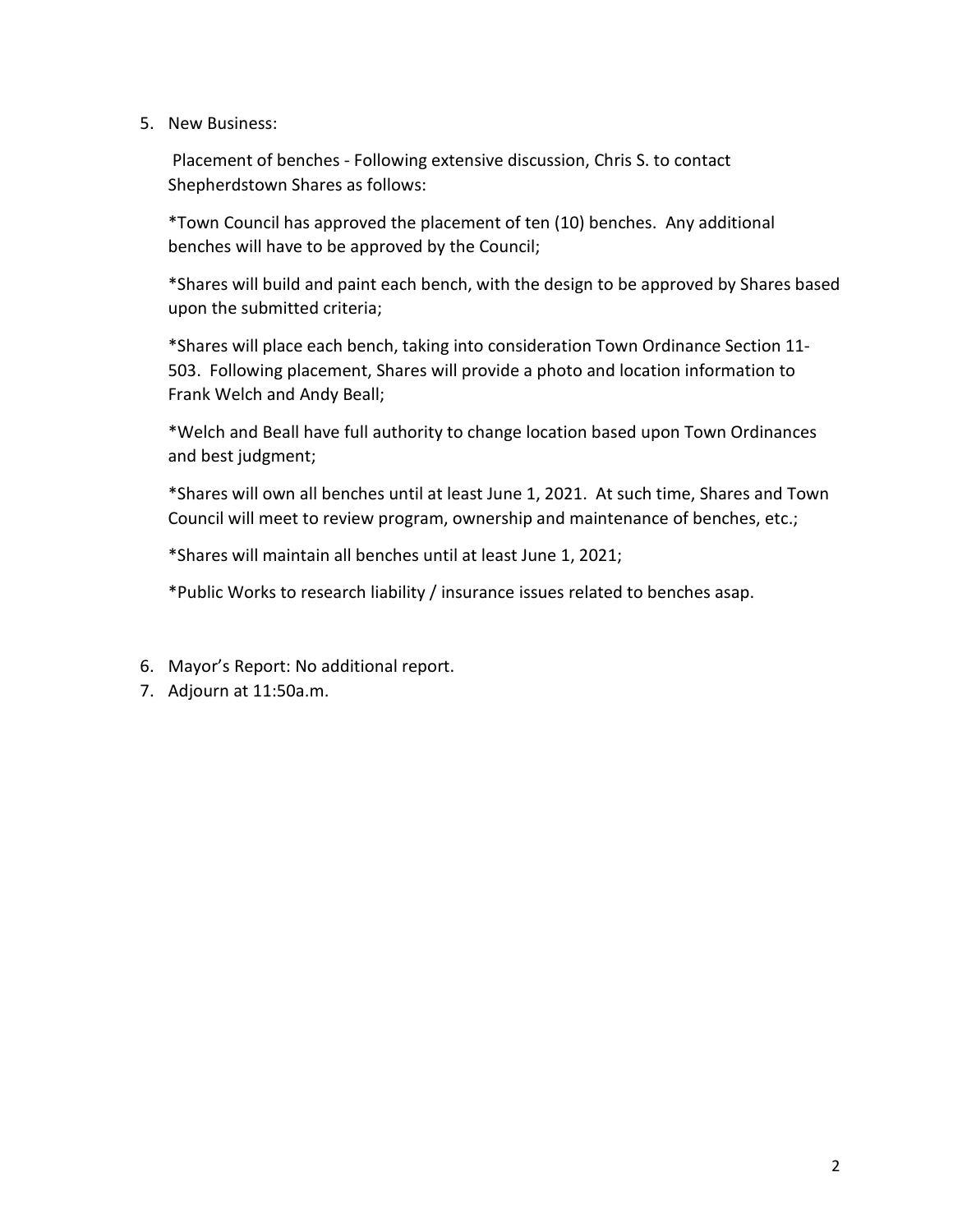5. New Business:

   Placement of benches - Following extensive discussion, Chris S. to contact Shepherdstown Shares as follows:

   *Town Council has approved the placement of ten (10) benches. Any additional benches will have to be approved by the Council;

   *Shares will build and paint each bench, with the design to be approved by Shares based upon the submitted criteria;

   *Shares will place each bench, taking into consideration Town Ordinance Section 11-503. Following placement, Shares will provide a photo and location information to Frank Welch and Andy Beall;

   *Welch and Beall have full authority to change location based upon Town Ordinances and best judgment;

   *Shares will own all benches until at least June 1, 2021. At such time, Shares and Town Council will meet to review program, ownership and maintenance of benches, etc.;

   *Shares will maintain all benches until at least June 1, 2021;

   *Public Works to research liability / insurance issues related to benches asap.

6. Mayor's Report: No additional report.
7. Adjourn at 11:50a.m.